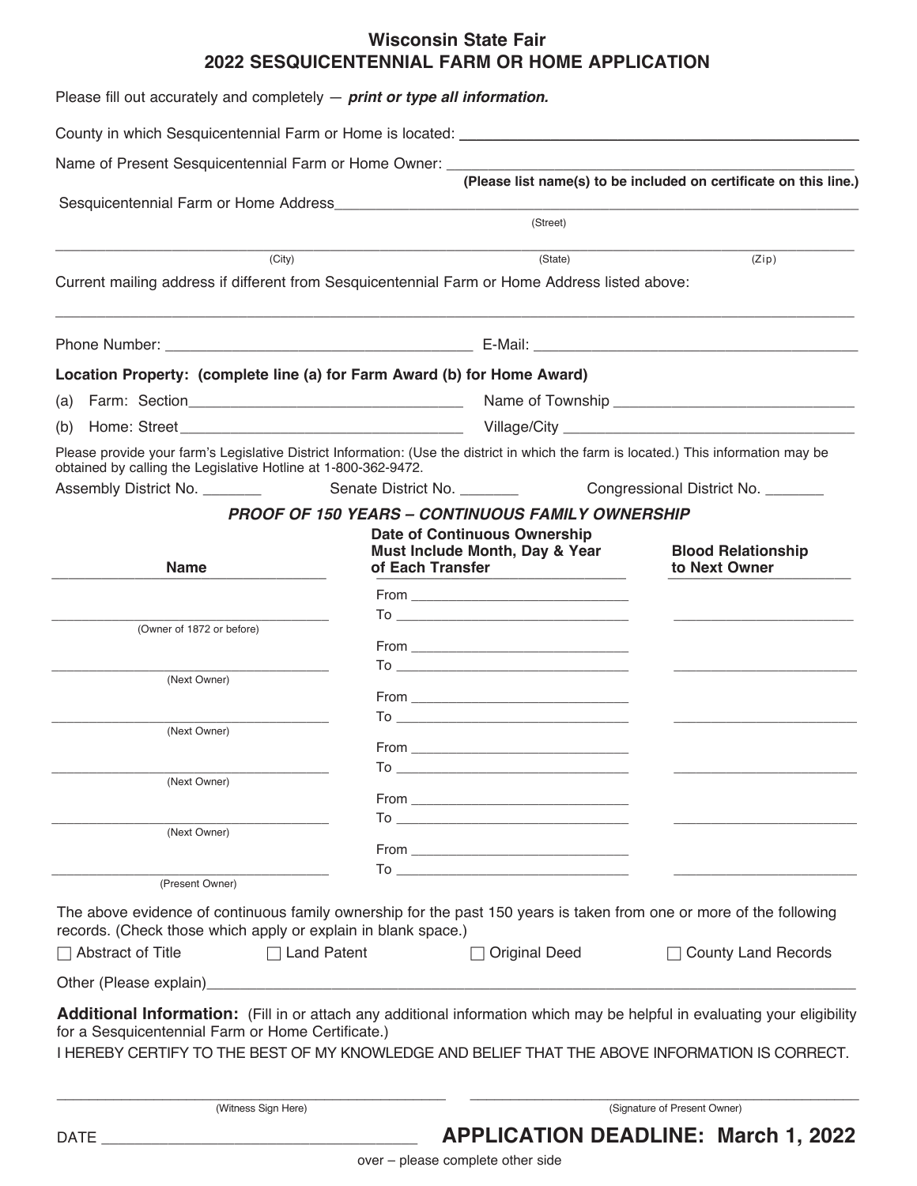# Wisconsin State Fair
## 2022 SESQUICENTENNIAL FARM OR HOME APPLICATION

Please fill out accurately and completely — ***print or type all information.***

County in which Sesquicentennial Farm or Home is located: ______________________________

Name of Present Sesquicentennial Farm or Home Owner: ______________________________
**(Please list name(s) to be included on certificate on this line.)**

Sesquicentennial Farm or Home Address ______________________________
(Street)

______________________________
(City) (State) (Zip)

Current mailing address if different from Sesquicentennial Farm or Home Address listed above:

______________________________

Phone Number: ______________________ E-Mail: ______________________

**Location Property: (complete line (a) for Farm Award (b) for Home Award)**

(a) Farm: Section ______________________ Name of Township ______________________

(b) Home: Street ______________________ Village/City ______________________

Please provide your farm's Legislative District Information: (Use the district in which the farm is located.) This information may be obtained by calling the Legislative Hotline at 1-800-362-9472.

Assembly District No. _______ Senate District No. _______ Congressional District No. _______

***PROOF OF 150 YEARS – CONTINUOUS FAMILY OWNERSHIP***

| Name | Date of Continuous Ownership Must Include Month, Day & Year of Each Transfer | Blood Relationship to Next Owner |
|---|---|---|
| (Owner of 1872 or before) | From ________ To ________ | ________ |
| (Next Owner) | From ________ To ________ | ________ |
| (Next Owner) | From ________ To ________ | ________ |
| (Next Owner) | From ________ To ________ | ________ |
| (Next Owner) | From ________ To ________ | ________ |
| (Present Owner) | From ________ To ________ | ________ |

The above evidence of continuous family ownership for the past 150 years is taken from one or more of the following records. (Check those which apply or explain in blank space.)

☐ Abstract of Title ☐ Land Patent ☐ Original Deed ☐ County Land Records

Other (Please explain) ______________________________

**Additional Information:** (Fill in or attach any additional information which may be helpful in evaluating your eligibility for a Sesquicentennial Farm or Home Certificate.)

I HEREBY CERTIFY TO THE BEST OF MY KNOWLEDGE AND BELIEF THAT THE ABOVE INFORMATION IS CORRECT.

______________________________ (Witness Sign Here)

______________________________ (Signature of Present Owner)

DATE ______________________________

**APPLICATION DEADLINE: March 1, 2022**

over – please complete other side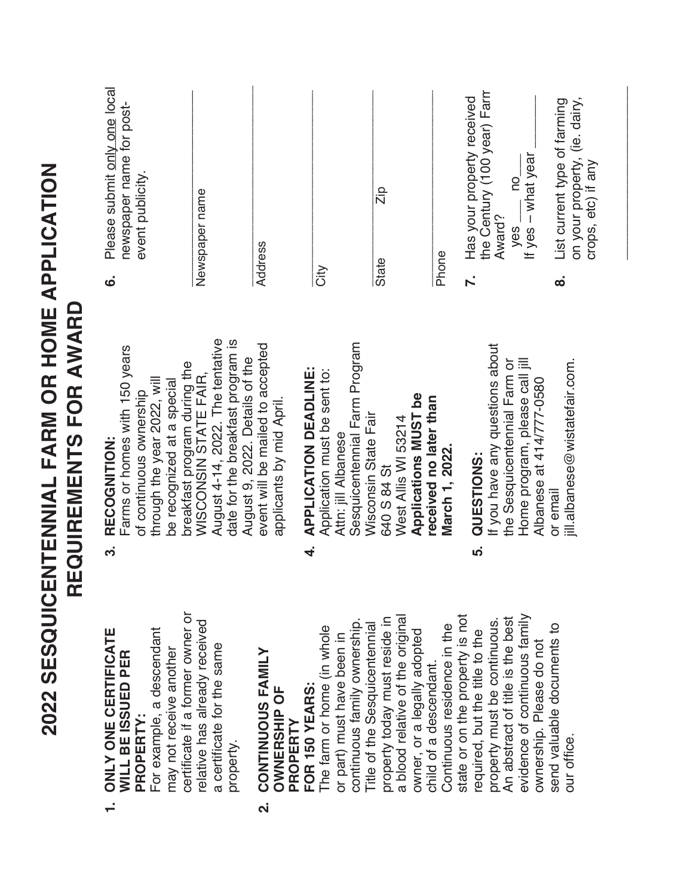# 2022 SESQUICENTENNIAL FARM OR HOME APPLICATION REQUIREMENTS FOR AWARD

1. **ONLY ONE CERTIFICATE WILL BE ISSUED PER PROPERTY:**
   For example, a descendant may not receive another certificate if a former owner or relative has already received a certificate for the same property.

2. **CONTINUOUS FAMILY OWNERSHIP OF PROPERTY FOR 150 YEARS:**
   The farm or home (in whole or part) must have been in continuous family ownership. Title of the Sesquicentennial property today must reside in a blood relative of the original owner, or a legally adopted child of a descendant. Continuous residence in the state or on the property is not required, but the title to the property must be continuous. An abstract of title is the best evidence of continuous family ownership. Please do not send valuable documents to our office.

3. **RECOGNITION:**
   Farms or homes with 150 years of continuous ownership through the year 2022, will be recognized at a special breakfast program during the WISCONSIN STATE FAIR, August 4-14, 2022. The tentative date for the breakfast program is August 9, 2022. Details of the event will be mailed to accepted applicants by mid April.

4. **APPLICATION DEADLINE:**
   Application must be sent to:
   Attn: jill Albanese
   Sesquicentennial Farm Program
   Wisconsin State Fair
   640 S 84 St
   West Allis WI 53214
   **Applications MUST be received no later than March 1, 2022.**

5. **QUESTIONS:**
   If you have any questions about the Sesquicentennial Farm or Home program, please call jill Albanese at 414/777-0580 or email jill.albanese@wistatefair.com.

6. Please submit only one local newspaper name for post-event publicity.

   ______________________
   Newspaper name

   ______________________
   Address

   ______________________
   City

   ______________________
   State Zip

   ______________________
   Phone

7. Has your property received the Century (100 year) Farm Award?
   yes ___ no___
   If yes – what year ______

8. List current type of farming on your property, (ie. dairy, crops, etc) if any

   ______________________